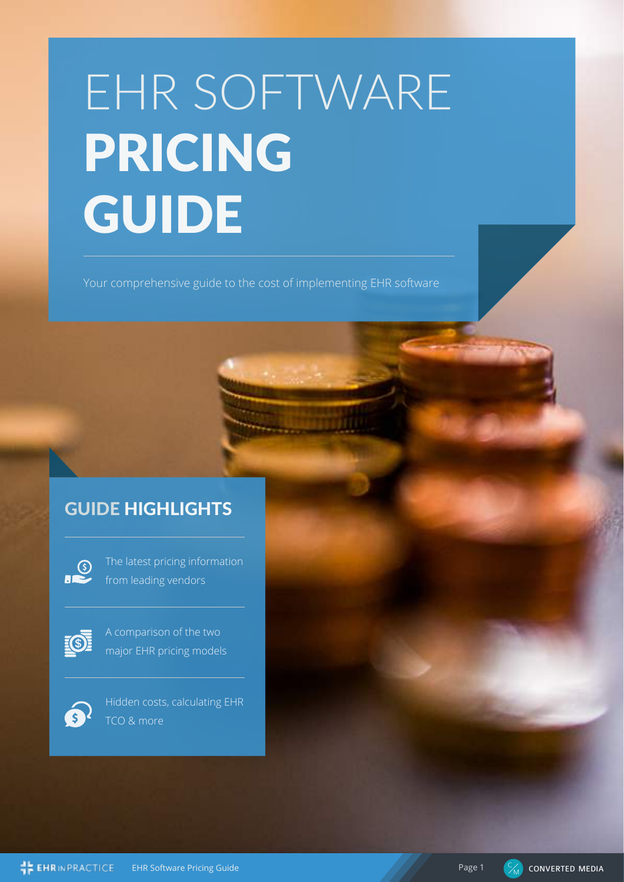# EHR SOFTWARE PRICING GUIDE

Your comprehensive guide to the cost of implementing EHR software

## GUIDE HIGHLIGHTS

- The latest pricing information from leading vendors
- A comparison of the two major EHR pricing models
- Hidden costs, calculating EHR TCO & more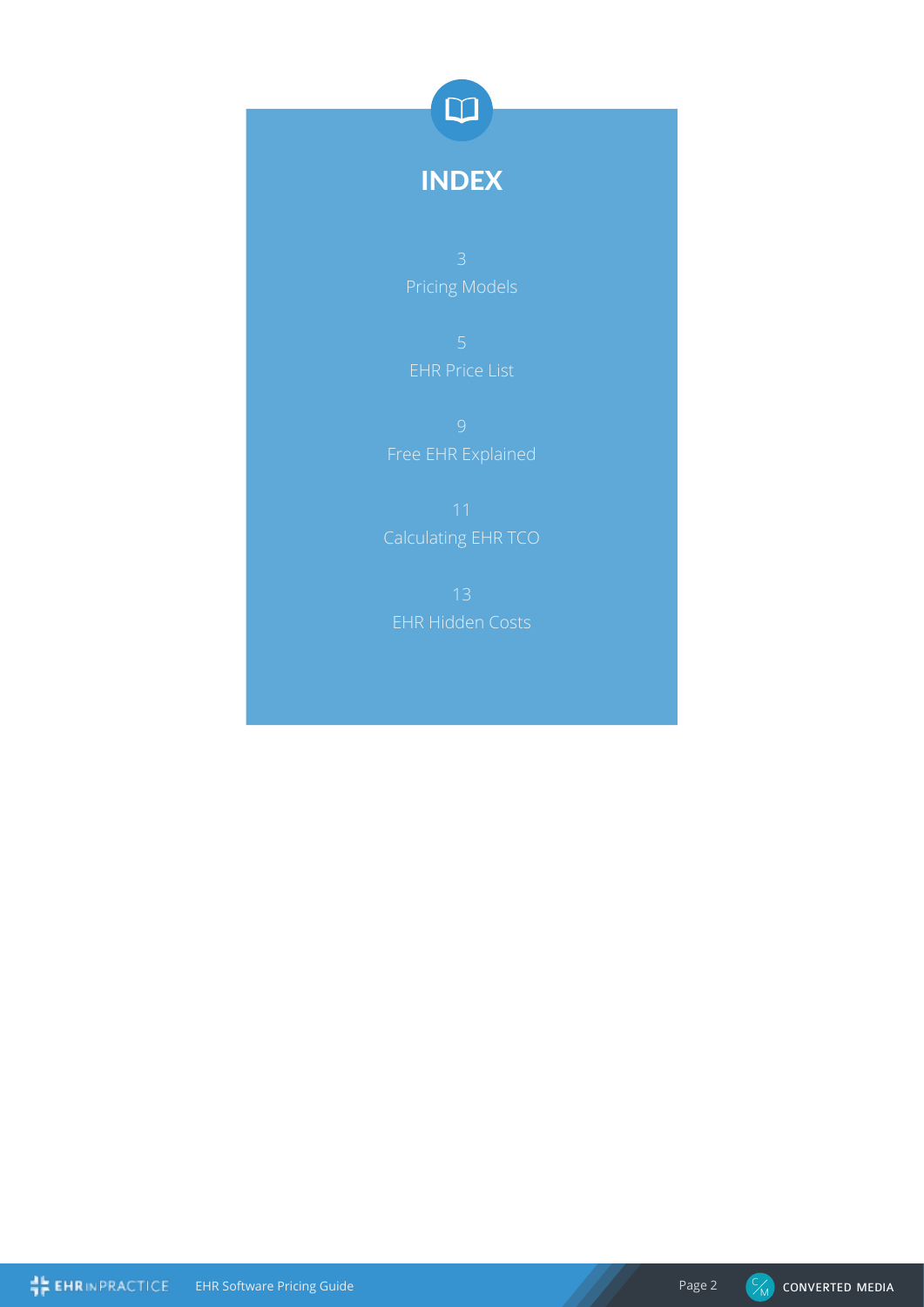# INDEX

3
Pricing Models

5
EHR Price List

9
Free EHR Explained

11
Calculating EHR TCO

13
EHR Hidden Costs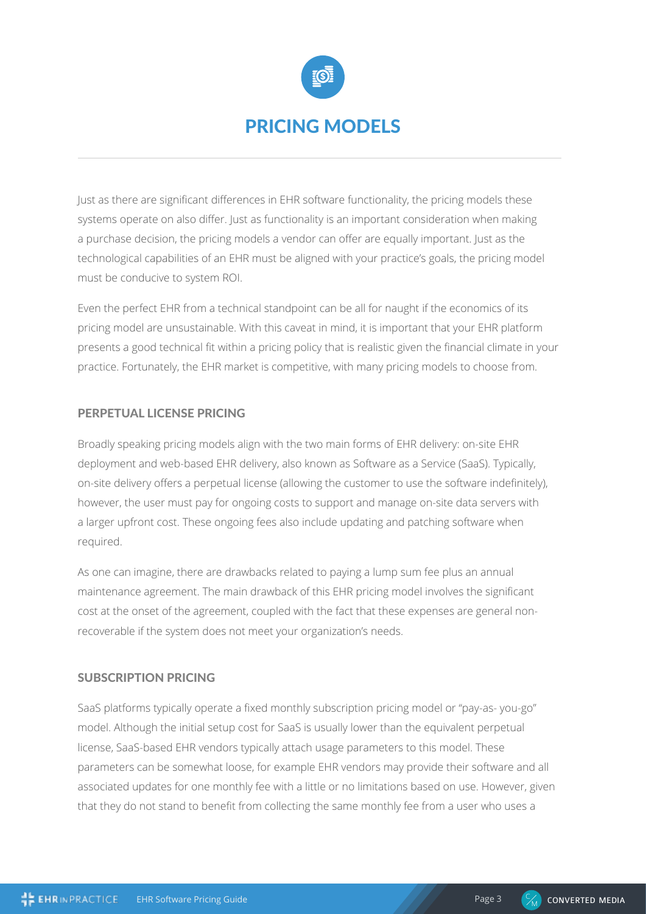# PRICING MODELS

Just as there are significant differences in EHR software functionality, the pricing models these systems operate on also differ. Just as functionality is an important consideration when making a purchase decision, the pricing models a vendor can offer are equally important. Just as the technological capabilities of an EHR must be aligned with your practice's goals, the pricing model must be conducive to system ROI.

Even the perfect EHR from a technical standpoint can be all for naught if the economics of its pricing model are unsustainable. With this caveat in mind, it is important that your EHR platform presents a good technical fit within a pricing policy that is realistic given the financial climate in your practice. Fortunately, the EHR market is competitive, with many pricing models to choose from.

## PERPETUAL LICENSE PRICING

Broadly speaking pricing models align with the two main forms of EHR delivery: on-site EHR deployment and web-based EHR delivery, also known as Software as a Service (SaaS). Typically, on-site delivery offers a perpetual license (allowing the customer to use the software indefinitely), however, the user must pay for ongoing costs to support and manage on-site data servers with a larger upfront cost. These ongoing fees also include updating and patching software when required.

As one can imagine, there are drawbacks related to paying a lump sum fee plus an annual maintenance agreement. The main drawback of this EHR pricing model involves the significant cost at the onset of the agreement, coupled with the fact that these expenses are general non-recoverable if the system does not meet your organization's needs.

## SUBSCRIPTION PRICING

SaaS platforms typically operate a fixed monthly subscription pricing model or "pay-as- you-go" model. Although the initial setup cost for SaaS is usually lower than the equivalent perpetual license, SaaS-based EHR vendors typically attach usage parameters to this model. These parameters can be somewhat loose, for example EHR vendors may provide their software and all associated updates for one monthly fee with a little or no limitations based on use. However, given that they do not stand to benefit from collecting the same monthly fee from a user who uses a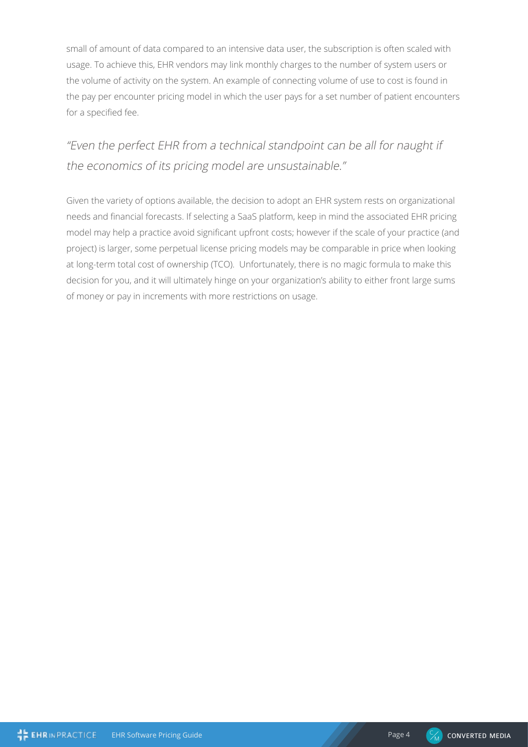small of amount of data compared to an intensive data user, the subscription is often scaled with usage. To achieve this, EHR vendors may link monthly charges to the number of system users or the volume of activity on the system. An example of connecting volume of use to cost is found in the pay per encounter pricing model in which the user pays for a set number of patient encounters for a specified fee.

*"Even the perfect EHR from a technical standpoint can be all for naught if the economics of its pricing model are unsustainable."*

Given the variety of options available, the decision to adopt an EHR system rests on organizational needs and financial forecasts. If selecting a SaaS platform, keep in mind the associated EHR pricing model may help a practice avoid significant upfront costs; however if the scale of your practice (and project) is larger, some perpetual license pricing models may be comparable in price when looking at long-term total cost of ownership (TCO). Unfortunately, there is no magic formula to make this decision for you, and it will ultimately hinge on your organization's ability to either front large sums of money or pay in increments with more restrictions on usage.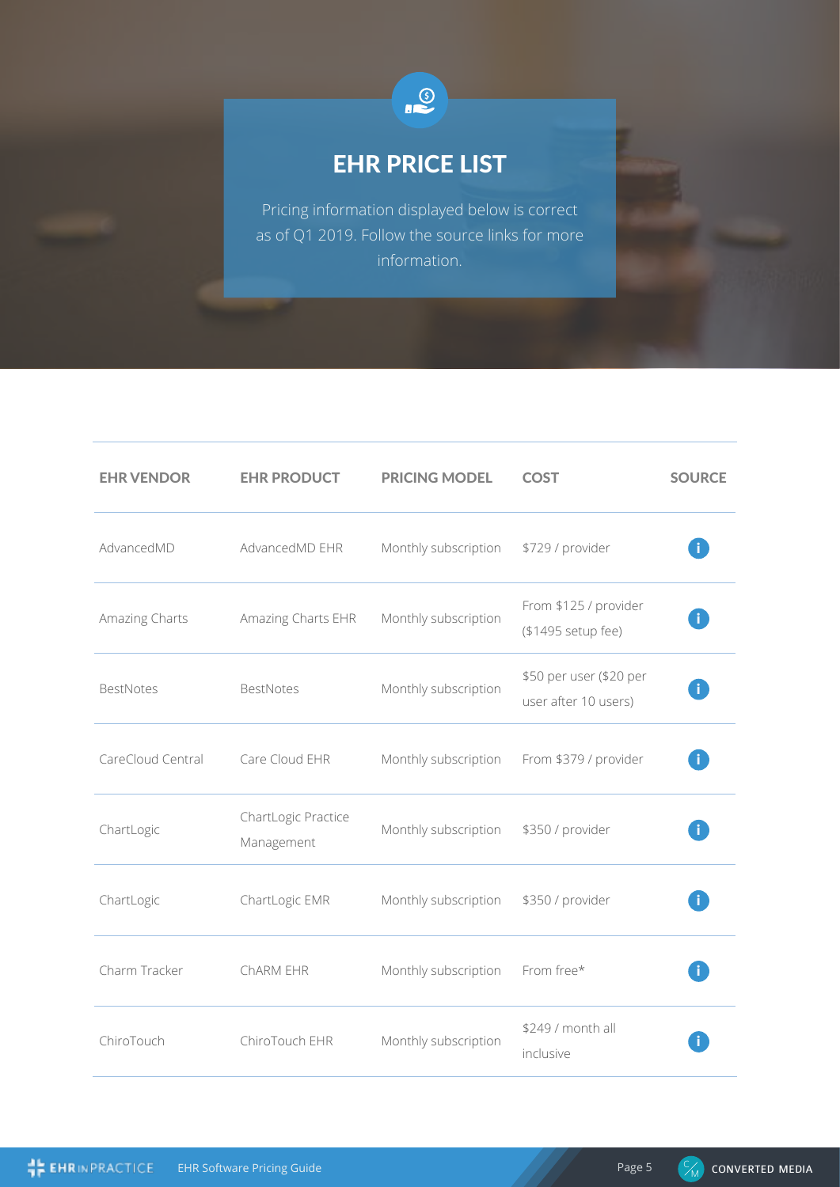# EHR PRICE LIST

Pricing information displayed below is correct as of Q1 2019. Follow the source links for more information.

| EHR VENDOR | EHR PRODUCT | PRICING MODEL | COST | SOURCE |
|---|---|---|---|---|
| AdvancedMD | AdvancedMD EHR | Monthly subscription | $729 / provider | i |
| Amazing Charts | Amazing Charts EHR | Monthly subscription | From $125 / provider ($1495 setup fee) | i |
| BestNotes | BestNotes | Monthly subscription | $50 per user ($20 per user after 10 users) | i |
| CareCloud Central | Care Cloud EHR | Monthly subscription | From $379 / provider | i |
| ChartLogic | ChartLogic Practice Management | Monthly subscription | $350 / provider | i |
| ChartLogic | ChartLogic EMR | Monthly subscription | $350 / provider | i |
| Charm Tracker | ChARM EHR | Monthly subscription | From free* | i |
| ChiroTouch | ChiroTouch EHR | Monthly subscription | $249 / month all inclusive | i |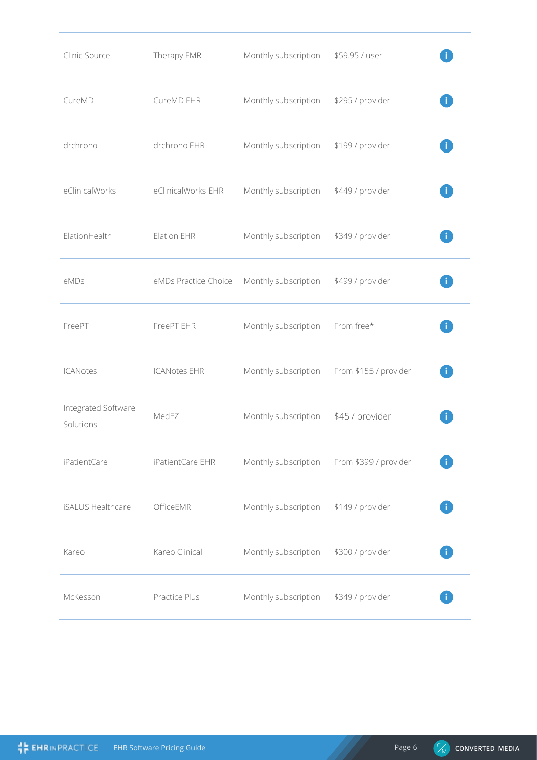| | | | | |
|---|---|---|---|---|
| Clinic Source | Therapy EMR | Monthly subscription | $59.95 / user | i |
| CureMD | CureMD EHR | Monthly subscription | $295 / provider | i |
| drchrono | drchrono EHR | Monthly subscription | $199 / provider | i |
| eClinicalWorks | eClinicalWorks EHR | Monthly subscription | $449 / provider | i |
| ElationHealth | Elation EHR | Monthly subscription | $349 / provider | i |
| eMDs | eMDs Practice Choice | Monthly subscription | $499 / provider | i |
| FreePT | FreePT EHR | Monthly subscription | From free* | i |
| ICANotes | ICANotes EHR | Monthly subscription | From $155 / provider | i |
| Integrated Software Solutions | MedEZ | Monthly subscription | $45 / provider | i |
| iPatientCare | iPatientCare EHR | Monthly subscription | From $399 / provider | i |
| iSALUS Healthcare | OfficeEMR | Monthly subscription | $149 / provider | i |
| Kareo | Kareo Clinical | Monthly subscription | $300 / provider | i |
| McKesson | Practice Plus | Monthly subscription | $349 / provider | i |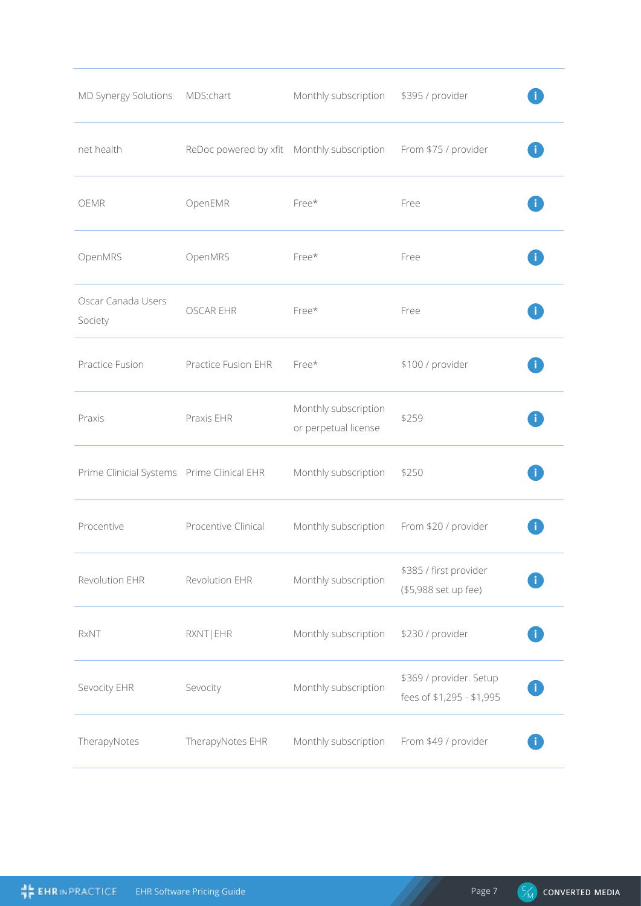| | | | | |
|---|---|---|---|---|
| MD Synergy Solutions | MDS:chart | Monthly subscription | $395 / provider | i |
| net health | ReDoc powered by xfit | Monthly subscription | From $75 / provider | i |
| OEMR | OpenEMR | Free* | Free | i |
| OpenMRS | OpenMRS | Free* | Free | i |
| Oscar Canada Users Society | OSCAR EHR | Free* | Free | i |
| Practice Fusion | Practice Fusion EHR | Free* | $100 / provider | i |
| Praxis | Praxis EHR | Monthly subscription or perpetual license | $259 | i |
| Prime Clinicial Systems | Prime Clinical EHR | Monthly subscription | $250 | i |
| Procentive | Procentive Clinical | Monthly subscription | From $20 / provider | i |
| Revolution EHR | Revolution EHR | Monthly subscription | $385 / first provider ($5,988 set up fee) | i |
| RxNT | RXNT\|EHR | Monthly subscription | $230 / provider | i |
| Sevocity EHR | Sevocity | Monthly subscription | $369 / provider. Setup fees of $1,295 - $1,995 | i |
| TherapyNotes | TherapyNotes EHR | Monthly subscription | From $49 / provider | i |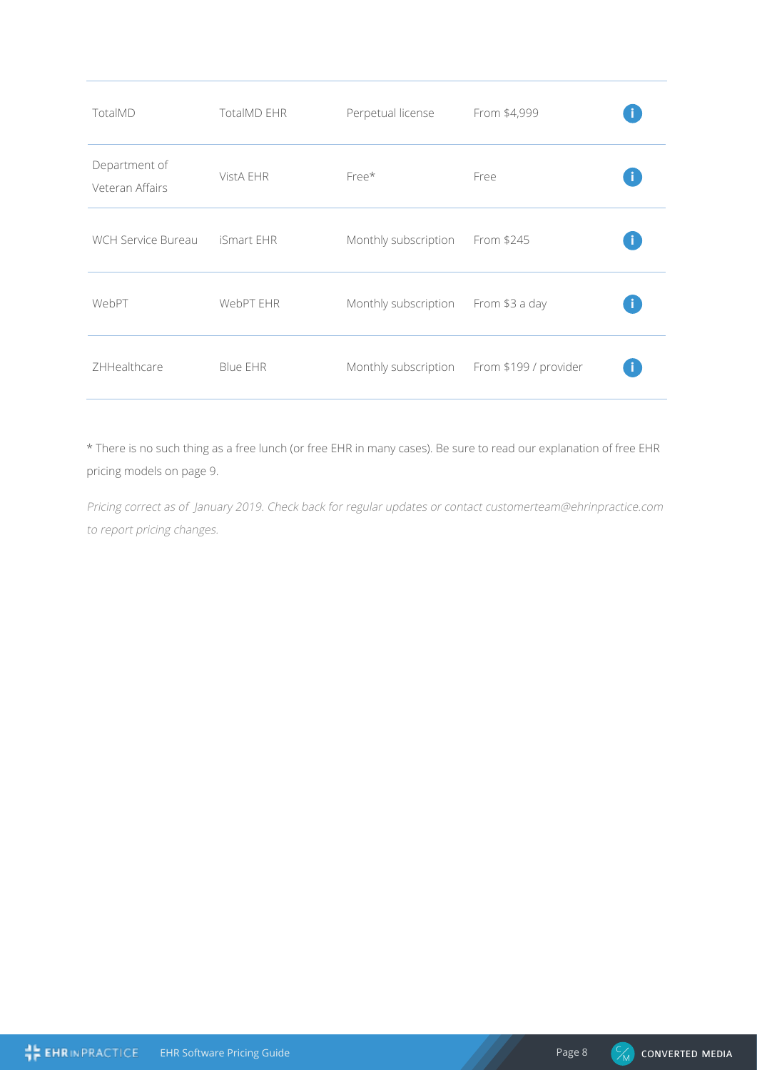| | | | | |
|---|---|---|---|---|
| TotalMD | TotalMD EHR | Perpetual license | From $4,999 | i |
| Department of Veteran Affairs | VistA EHR | Free* | Free | i |
| WCH Service Bureau | iSmart EHR | Monthly subscription | From $245 | i |
| WebPT | WebPT EHR | Monthly subscription | From $3 a day | i |
| ZHHealthcare | Blue EHR | Monthly subscription | From $199 / provider | i |

* There is no such thing as a free lunch (or free EHR in many cases). Be sure to read our explanation of free EHR pricing models on page 9.

*Pricing correct as of January 2019. Check back for regular updates or contact customerteam@ehrinpractice.com to report pricing changes.*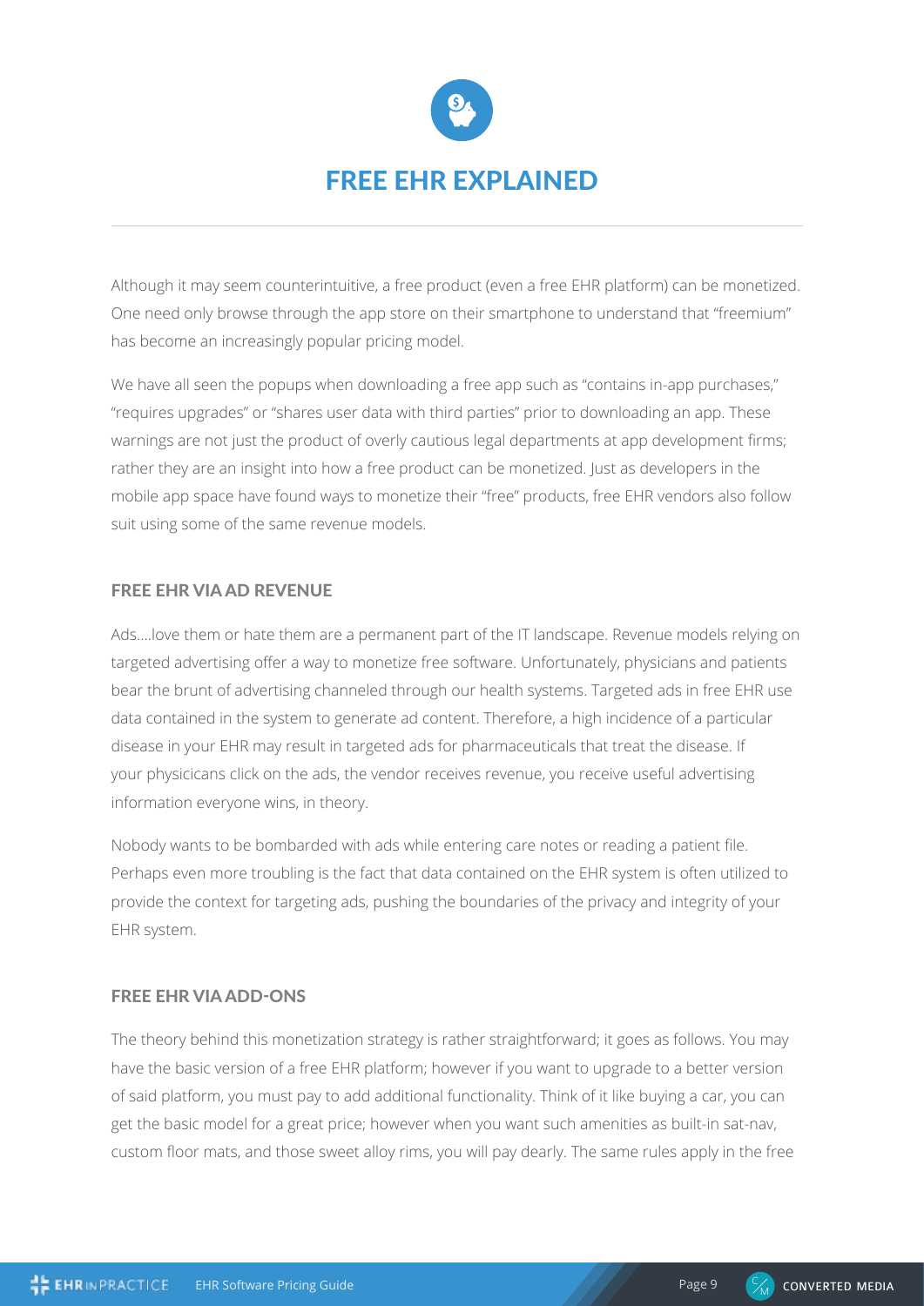# FREE EHR EXPLAINED

Although it may seem counterintuitive, a free product (even a free EHR platform) can be monetized. One need only browse through the app store on their smartphone to understand that "freemium" has become an increasingly popular pricing model.

We have all seen the popups when downloading a free app such as "contains in-app purchases," "requires upgrades" or "shares user data with third parties" prior to downloading an app. These warnings are not just the product of overly cautious legal departments at app development firms; rather they are an insight into how a free product can be monetized. Just as developers in the mobile app space have found ways to monetize their "free" products, free EHR vendors also follow suit using some of the same revenue models.

### FREE EHR VIA AD REVENUE

Ads....love them or hate them are a permanent part of the IT landscape. Revenue models relying on targeted advertising offer a way to monetize free software. Unfortunately, physicians and patients bear the brunt of advertising channeled through our health systems. Targeted ads in free EHR use data contained in the system to generate ad content. Therefore, a high incidence of a particular disease in your EHR may result in targeted ads for pharmaceuticals that treat the disease. If your physicicans click on the ads, the vendor receives revenue, you receive useful advertising information everyone wins, in theory.

Nobody wants to be bombarded with ads while entering care notes or reading a patient file. Perhaps even more troubling is the fact that data contained on the EHR system is often utilized to provide the context for targeting ads, pushing the boundaries of the privacy and integrity of your EHR system.

### FREE EHR VIA ADD-ONS

The theory behind this monetization strategy is rather straightforward; it goes as follows. You may have the basic version of a free EHR platform; however if you want to upgrade to a better version of said platform, you must pay to add additional functionality. Think of it like buying a car, you can get the basic model for a great price; however when you want such amenities as built-in sat-nav, custom floor mats, and those sweet alloy rims, you will pay dearly. The same rules apply in the free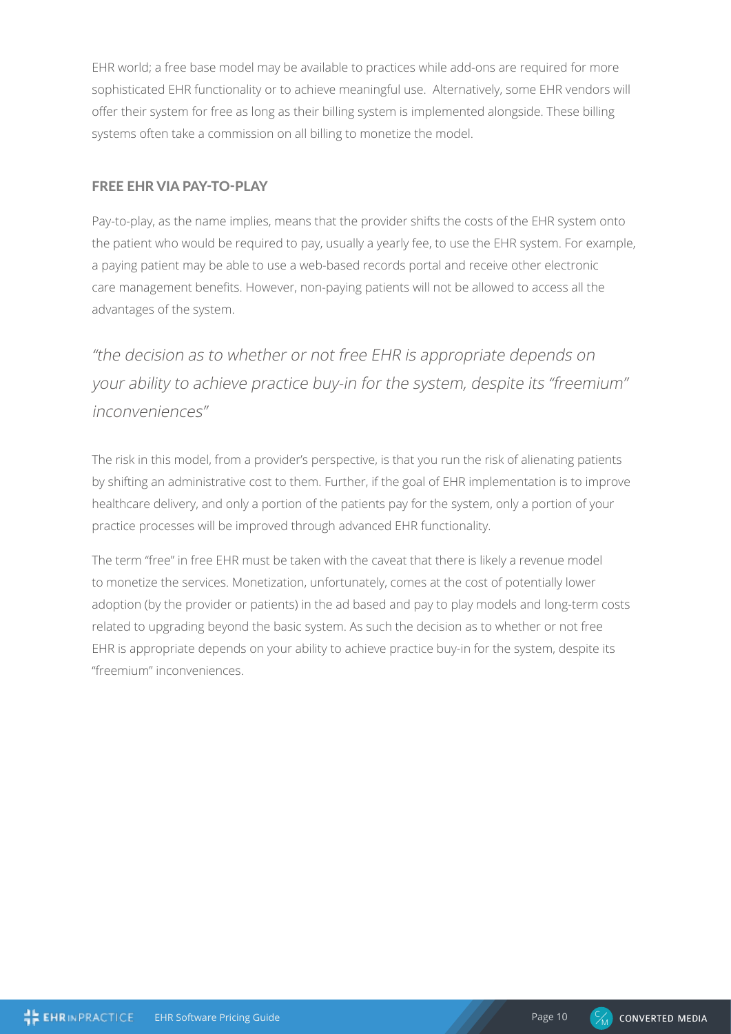EHR world; a free base model may be available to practices while add-ons are required for more sophisticated EHR functionality or to achieve meaningful use. Alternatively, some EHR vendors will offer their system for free as long as their billing system is implemented alongside. These billing systems often take a commission on all billing to monetize the model.

### FREE EHR VIA PAY-TO-PLAY

Pay-to-play, as the name implies, means that the provider shifts the costs of the EHR system onto the patient who would be required to pay, usually a yearly fee, to use the EHR system. For example, a paying patient may be able to use a web-based records portal and receive other electronic care management benefits. However, non-paying patients will not be allowed to access all the advantages of the system.

> *"the decision as to whether or not free EHR is appropriate depends on your ability to achieve practice buy-in for the system, despite its "freemium" inconveniences"*

The risk in this model, from a provider's perspective, is that you run the risk of alienating patients by shifting an administrative cost to them. Further, if the goal of EHR implementation is to improve healthcare delivery, and only a portion of the patients pay for the system, only a portion of your practice processes will be improved through advanced EHR functionality.

The term "free" in free EHR must be taken with the caveat that there is likely a revenue model to monetize the services. Monetization, unfortunately, comes at the cost of potentially lower adoption (by the provider or patients) in the ad based and pay to play models and long-term costs related to upgrading beyond the basic system. As such the decision as to whether or not free EHR is appropriate depends on your ability to achieve practice buy-in for the system, despite its "freemium" inconveniences.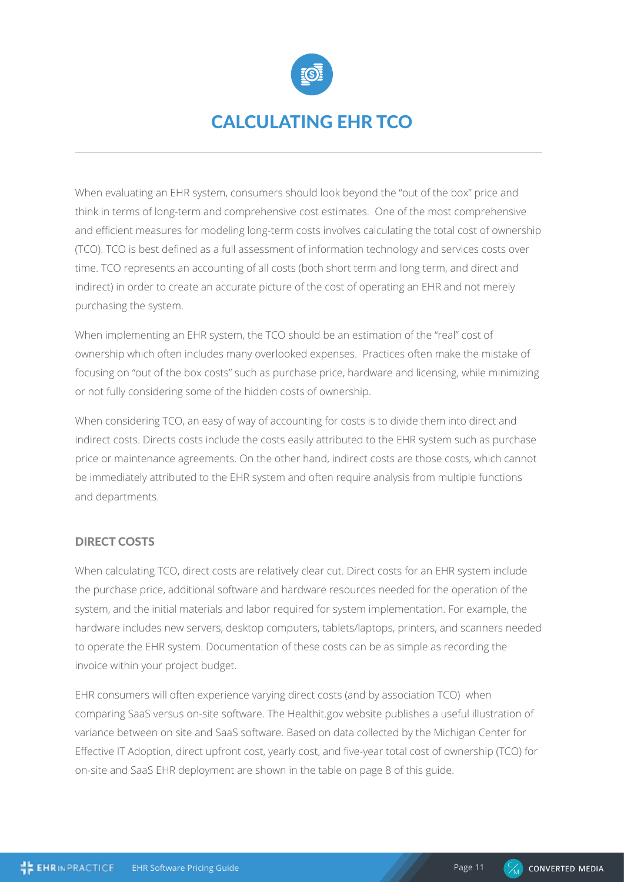# CALCULATING EHR TCO

When evaluating an EHR system, consumers should look beyond the "out of the box" price and think in terms of long-term and comprehensive cost estimates.  One of the most comprehensive and efficient measures for modeling long-term costs involves calculating the total cost of ownership (TCO). TCO is best defined as a full assessment of information technology and services costs over time. TCO represents an accounting of all costs (both short term and long term, and direct and indirect) in order to create an accurate picture of the cost of operating an EHR and not merely purchasing the system.

When implementing an EHR system, the TCO should be an estimation of the "real" cost of ownership which often includes many overlooked expenses.  Practices often make the mistake of focusing on "out of the box costs" such as purchase price, hardware and licensing, while minimizing or not fully considering some of the hidden costs of ownership.

When considering TCO, an easy of way of accounting for costs is to divide them into direct and indirect costs. Directs costs include the costs easily attributed to the EHR system such as purchase price or maintenance agreements. On the other hand, indirect costs are those costs, which cannot be immediately attributed to the EHR system and often require analysis from multiple functions and departments.

### DIRECT COSTS

When calculating TCO, direct costs are relatively clear cut. Direct costs for an EHR system include the purchase price, additional software and hardware resources needed for the operation of the system, and the initial materials and labor required for system implementation. For example, the hardware includes new servers, desktop computers, tablets/laptops, printers, and scanners needed to operate the EHR system. Documentation of these costs can be as simple as recording the invoice within your project budget.

EHR consumers will often experience varying direct costs (and by association TCO)  when comparing SaaS versus on-site software. The Healthit.gov website publishes a useful illustration of variance between on site and SaaS software. Based on data collected by the Michigan Center for Effective IT Adoption, direct upfront cost, yearly cost, and five-year total cost of ownership (TCO) for on-site and SaaS EHR deployment are shown in the table on page 8 of this guide.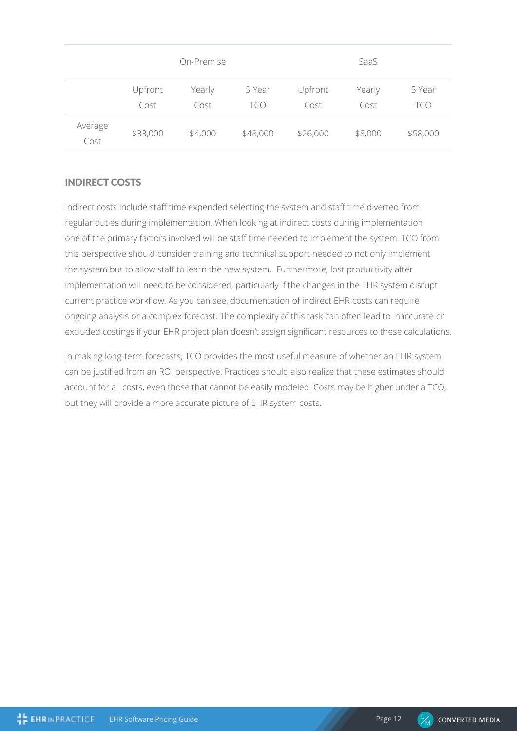| | On-Premise | | | SaaS | | |
|---|---|---|---|---|---|---|
| | Upfront Cost | Yearly Cost | 5 Year TCO | Upfront Cost | Yearly Cost | 5 Year TCO |
| Average Cost | $33,000 | $4,000 | $48,000 | $26,000 | $8,000 | $58,000 |

## INDIRECT COSTS

Indirect costs include staff time expended selecting the system and staff time diverted from regular duties during implementation. When looking at indirect costs during implementation one of the primary factors involved will be staff time needed to implement the system. TCO from this perspective should consider training and technical support needed to not only implement the system but to allow staff to learn the new system. Furthermore, lost productivity after implementation will need to be considered, particularly if the changes in the EHR system disrupt current practice workflow. As you can see, documentation of indirect EHR costs can require ongoing analysis or a complex forecast. The complexity of this task can often lead to inaccurate or excluded costings if your EHR project plan doesn't assign significant resources to these calculations.

In making long-term forecasts, TCO provides the most useful measure of whether an EHR system can be justified from an ROI perspective. Practices should also realize that these estimates should account for all costs, even those that cannot be easily modeled. Costs may be higher under a TCO, but they will provide a more accurate picture of EHR system costs.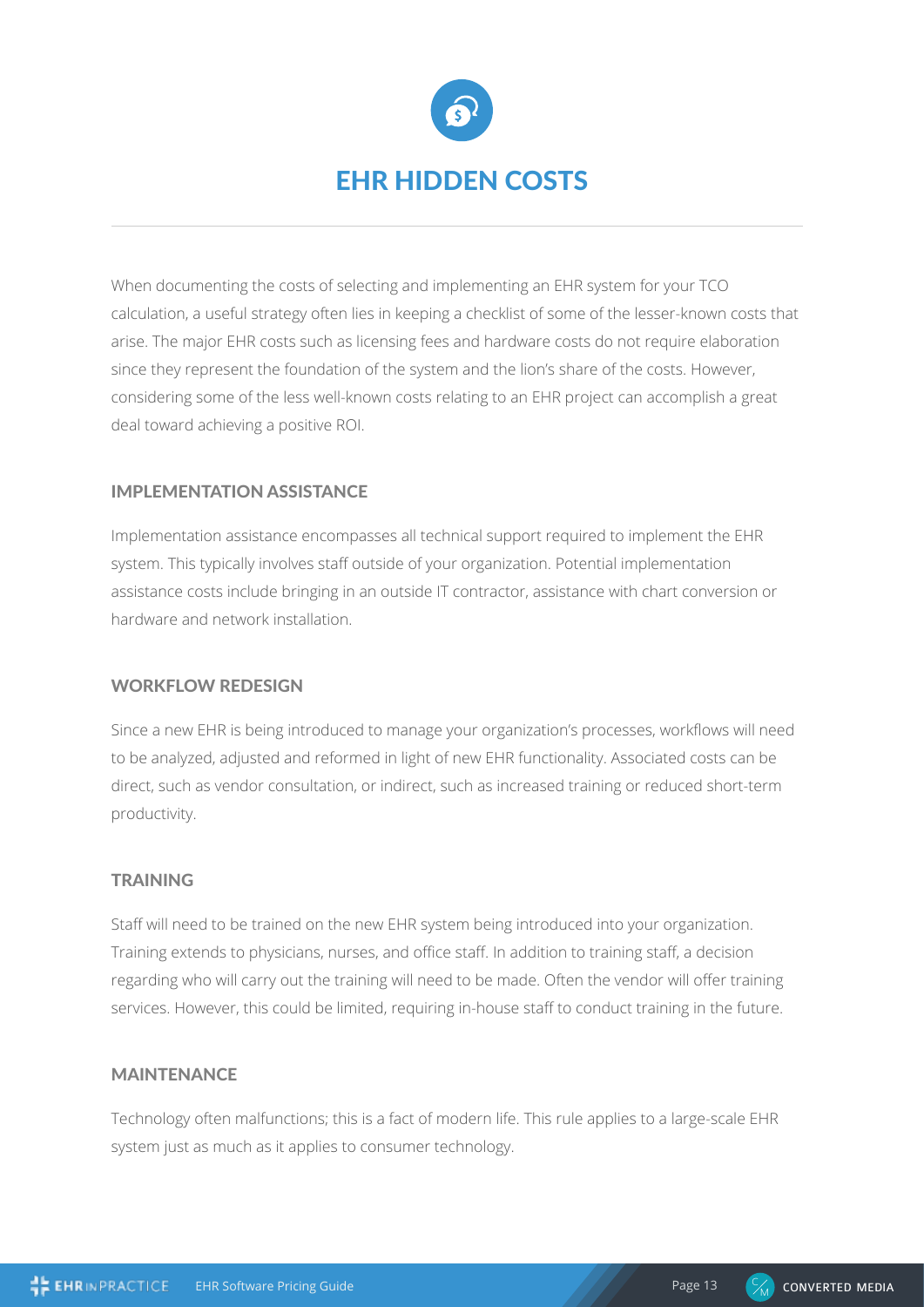# EHR HIDDEN COSTS

When documenting the costs of selecting and implementing an EHR system for your TCO calculation, a useful strategy often lies in keeping a checklist of some of the lesser-known costs that arise. The major EHR costs such as licensing fees and hardware costs do not require elaboration since they represent the foundation of the system and the lion's share of the costs. However, considering some of the less well-known costs relating to an EHR project can accomplish a great deal toward achieving a positive ROI.

## IMPLEMENTATION ASSISTANCE

Implementation assistance encompasses all technical support required to implement the EHR system. This typically involves staff outside of your organization. Potential implementation assistance costs include bringing in an outside IT contractor, assistance with chart conversion or hardware and network installation.

## WORKFLOW REDESIGN

Since a new EHR is being introduced to manage your organization's processes, workflows will need to be analyzed, adjusted and reformed in light of new EHR functionality. Associated costs can be direct, such as vendor consultation, or indirect, such as increased training or reduced short-term productivity.

## TRAINING

Staff will need to be trained on the new EHR system being introduced into your organization. Training extends to physicians, nurses, and office staff. In addition to training staff, a decision regarding who will carry out the training will need to be made. Often the vendor will offer training services. However, this could be limited, requiring in-house staff to conduct training in the future.

## MAINTENANCE

Technology often malfunctions; this is a fact of modern life. This rule applies to a large-scale EHR system just as much as it applies to consumer technology.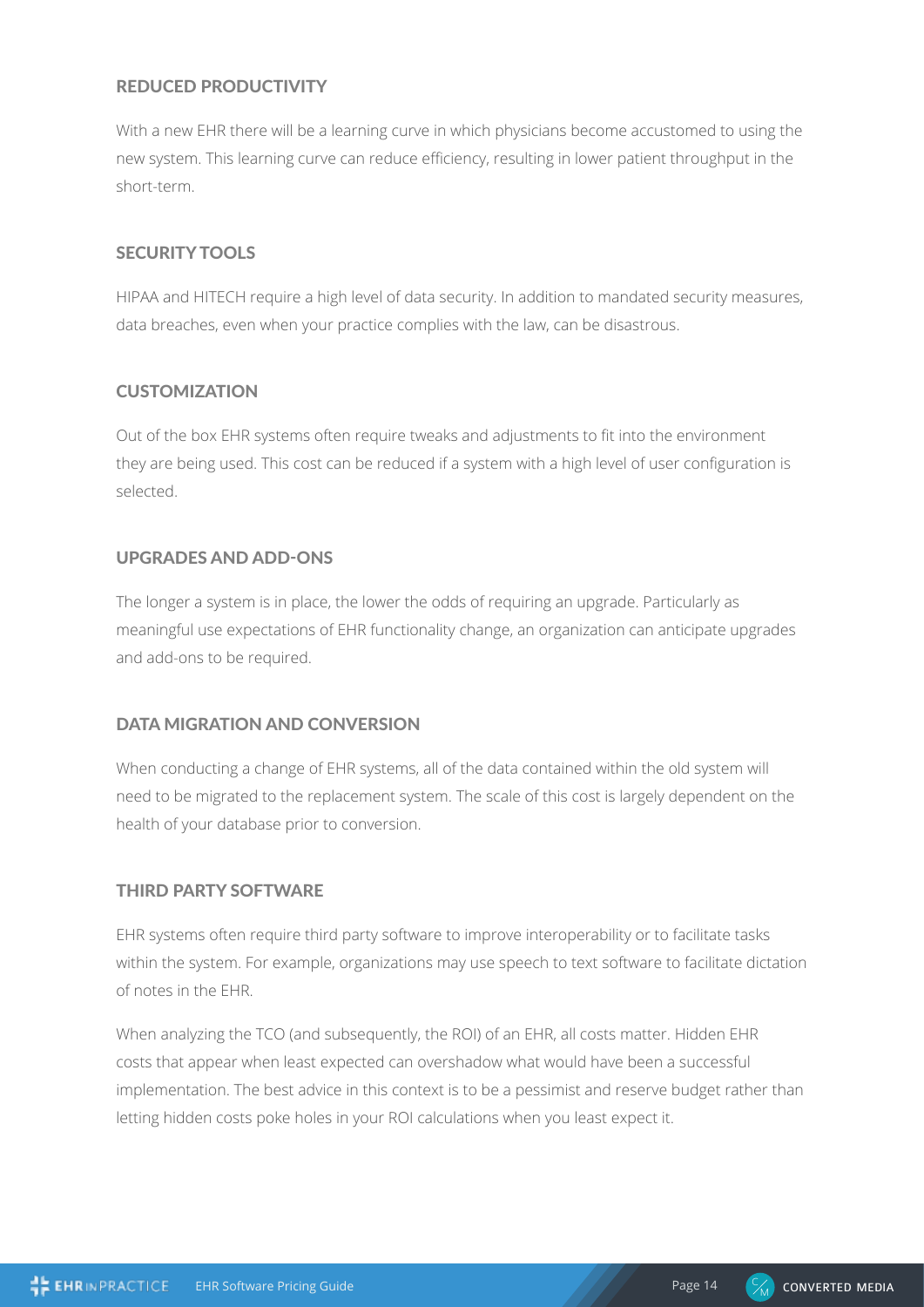### REDUCED PRODUCTIVITY

With a new EHR there will be a learning curve in which physicians become accustomed to using the new system. This learning curve can reduce efficiency, resulting in lower patient throughput in the short-term.

### SECURITY TOOLS

HIPAA and HITECH require a high level of data security. In addition to mandated security measures, data breaches, even when your practice complies with the law, can be disastrous.

### CUSTOMIZATION

Out of the box EHR systems often require tweaks and adjustments to fit into the environment they are being used. This cost can be reduced if a system with a high level of user configuration is selected.

### UPGRADES AND ADD-ONS

The longer a system is in place, the lower the odds of requiring an upgrade. Particularly as meaningful use expectations of EHR functionality change, an organization can anticipate upgrades and add-ons to be required.

### DATA MIGRATION AND CONVERSION

When conducting a change of EHR systems, all of the data contained within the old system will need to be migrated to the replacement system. The scale of this cost is largely dependent on the health of your database prior to conversion.

### THIRD PARTY SOFTWARE

EHR systems often require third party software to improve interoperability or to facilitate tasks within the system. For example, organizations may use speech to text software to facilitate dictation of notes in the EHR.

When analyzing the TCO (and subsequently, the ROI) of an EHR, all costs matter. Hidden EHR costs that appear when least expected can overshadow what would have been a successful implementation. The best advice in this context is to be a pessimist and reserve budget rather than letting hidden costs poke holes in your ROI calculations when you least expect it.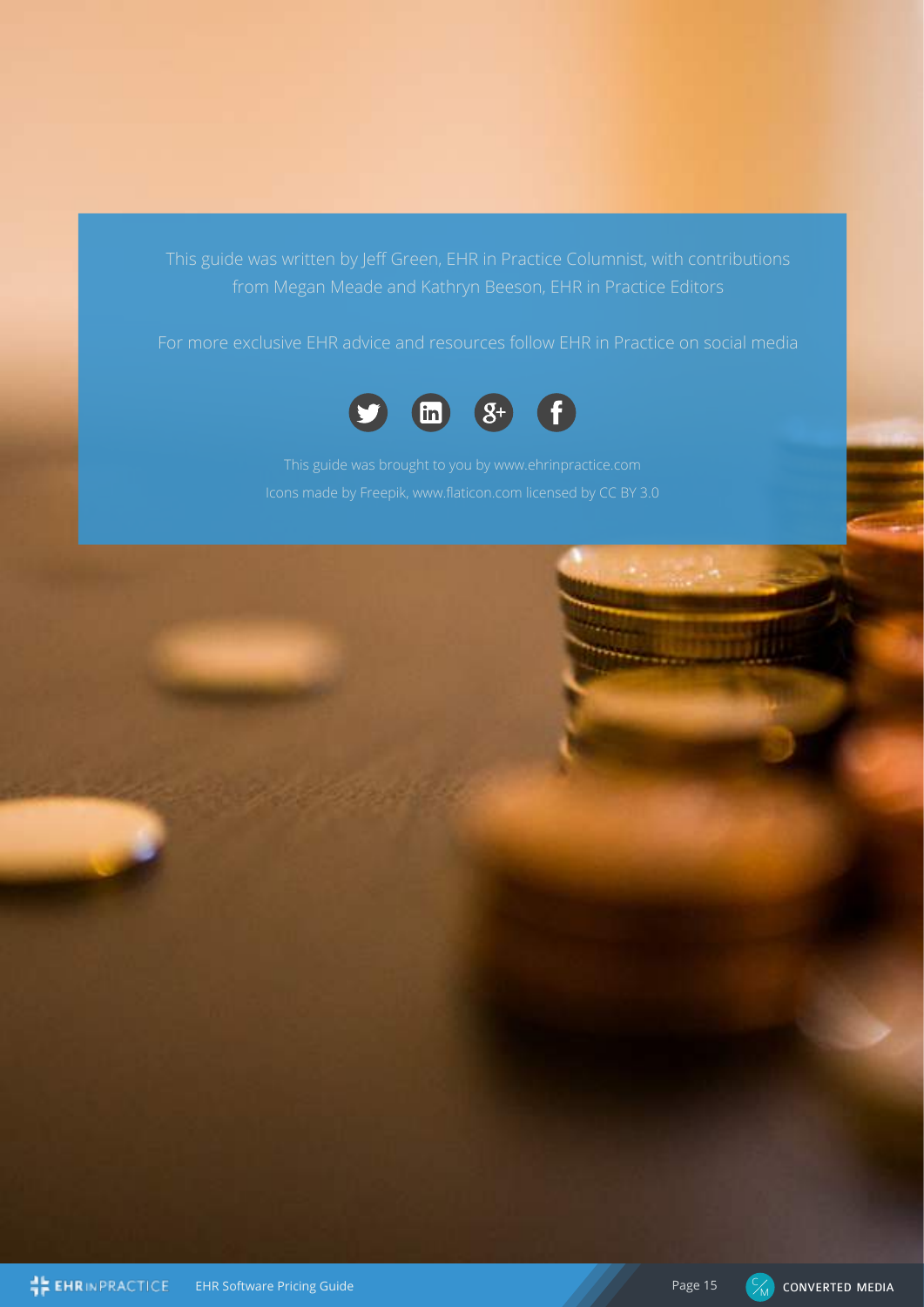This guide was written by Jeff Green, EHR in Practice Columnist, with contributions from Megan Meade and Kathryn Beeson, EHR in Practice Editors

For more exclusive EHR advice and resources follow EHR in Practice on social media

This guide was brought to you by www.ehrinpractice.com

Icons made by Freepik, www.flaticon.com licensed by CC BY 3.0